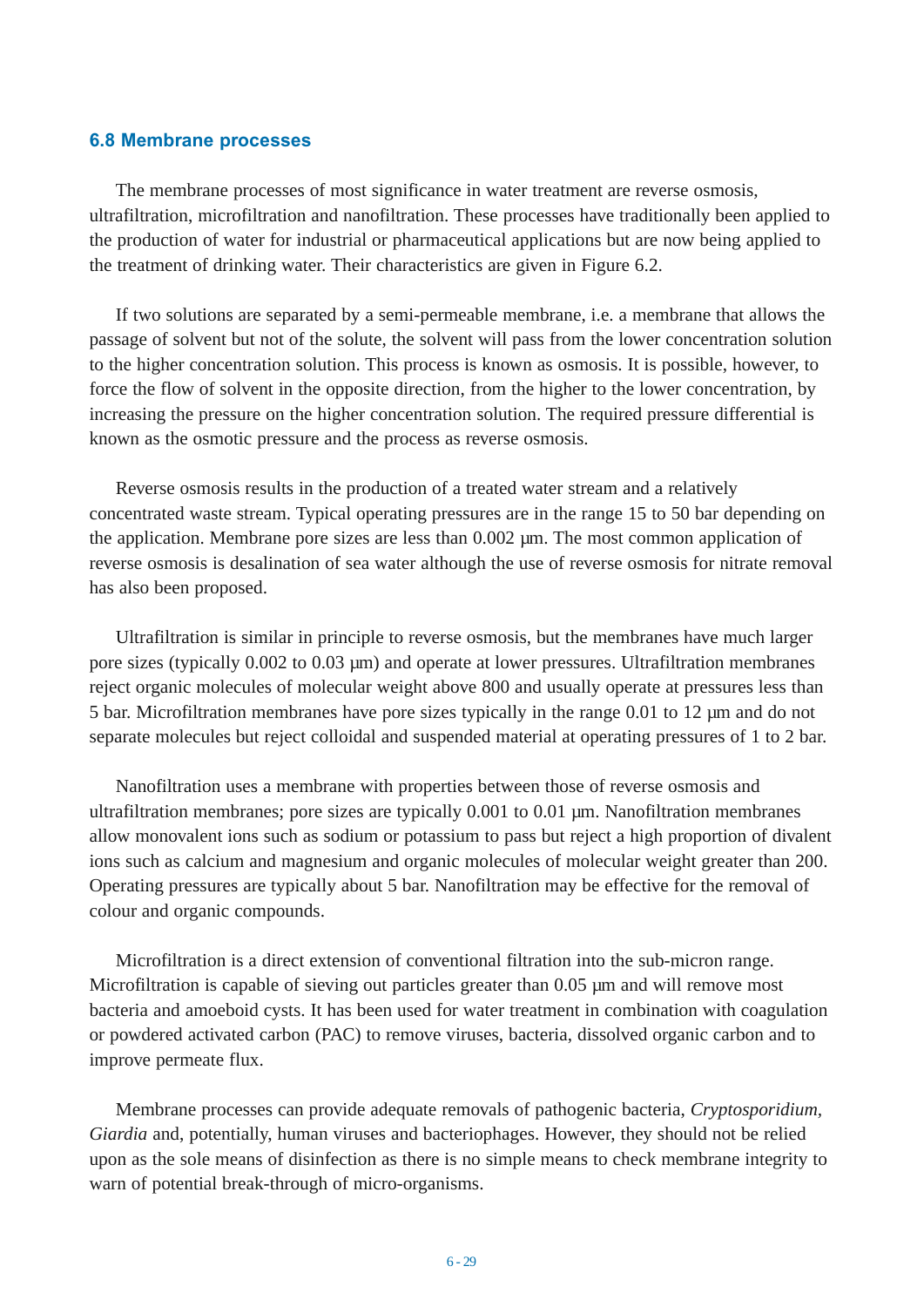## 6.8 Membrane processes

The membrane processes of most significance in water treatment are reverse osmosis, ultrafiltration, microfiltration and nanofiltration. These processes have traditionally been applied to the production of water for industrial or pharmaceutical applications but are now being applied to the treatment of drinking water. Their characteristics are given in Figure 6.2.

If two solutions are separated by a semi-permeable membrane, i.e. a membrane that allows the passage of solvent but not of the solute, the solvent will pass from the lower concentration solution to the higher concentration solution. This process is known as osmosis. It is possible, however, to force the flow of solvent in the opposite direction, from the higher to the lower concentration, by increasing the pressure on the higher concentration solution. The required pressure differential is known as the osmotic pressure and the process as reverse osmosis.

Reverse osmosis results in the production of a treated water stream and a relatively concentrated waste stream. Typical operating pressures are in the range 15 to 50 bar depending on the application. Membrane pore sizes are less than 0.002 µm. The most common application of reverse osmosis is desalination of sea water although the use of reverse osmosis for nitrate removal has also been proposed.

Ultrafiltration is similar in principle to reverse osmosis, but the membranes have much larger pore sizes (typically 0.002 to 0.03 µm) and operate at lower pressures. Ultrafiltration membranes reject organic molecules of molecular weight above 800 and usually operate at pressures less than 5 bar. Microfiltration membranes have pore sizes typically in the range 0.01 to 12 µm and do not separate molecules but reject colloidal and suspended material at operating pressures of 1 to 2 bar.

Nanofiltration uses a membrane with properties between those of reverse osmosis and ultrafiltration membranes; pore sizes are typically 0.001 to 0.01 µm. Nanofiltration membranes allow monovalent ions such as sodium or potassium to pass but reject a high proportion of divalent ions such as calcium and magnesium and organic molecules of molecular weight greater than 200. Operating pressures are typically about 5 bar. Nanofiltration may be effective for the removal of colour and organic compounds.

Microfiltration is a direct extension of conventional filtration into the sub-micron range. Microfiltration is capable of sieving out particles greater than 0.05 µm and will remove most bacteria and amoeboid cysts. It has been used for water treatment in combination with coagulation or powdered activated carbon (PAC) to remove viruses, bacteria, dissolved organic carbon and to improve permeate flux.

Membrane processes can provide adequate removals of pathogenic bacteria, *Cryptosporidium, Giardia* and, potentially, human viruses and bacteriophages. However, they should not be relied upon as the sole means of disinfection as there is no simple means to check membrane integrity to warn of potential break-through of micro-organisms.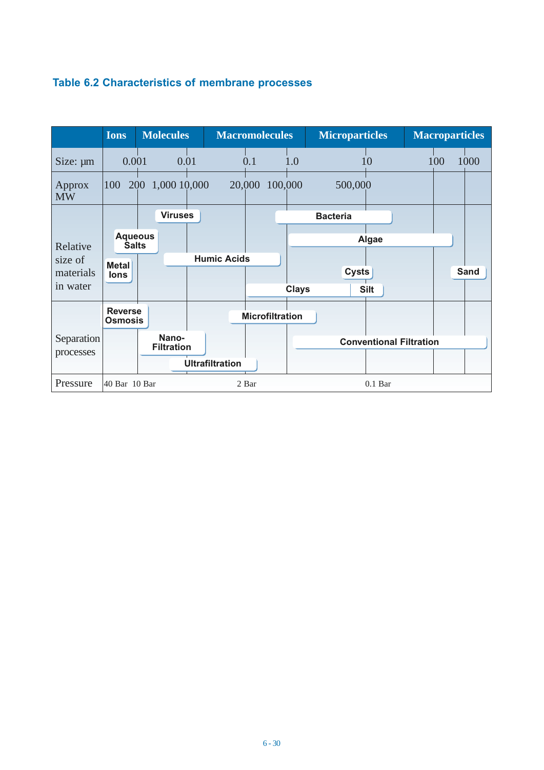### Table 6.2 Characteristics of membrane processes

Ions

Molecules

Macromolecules

Microparticles

Macroparticles

Size: µm

0.001

0.01

0.1

1.0

10

100

1000

Approx MW

100 200 1,000 10,000 20,000 100,000 500,000

Relative size of materials in water

Viruses

Bacteria

Aqueous Salts

Algae

Humic Acids

Metal Ions

Cysts

Sand

Clays

Silt

Separation processes

Reverse Osmosis

Microfiltration

Nano-Filtration

Conventional Filtration

Ultrafiltration

Pressure

40 Bar 10 Bar

2 Bar

0.1 Bar